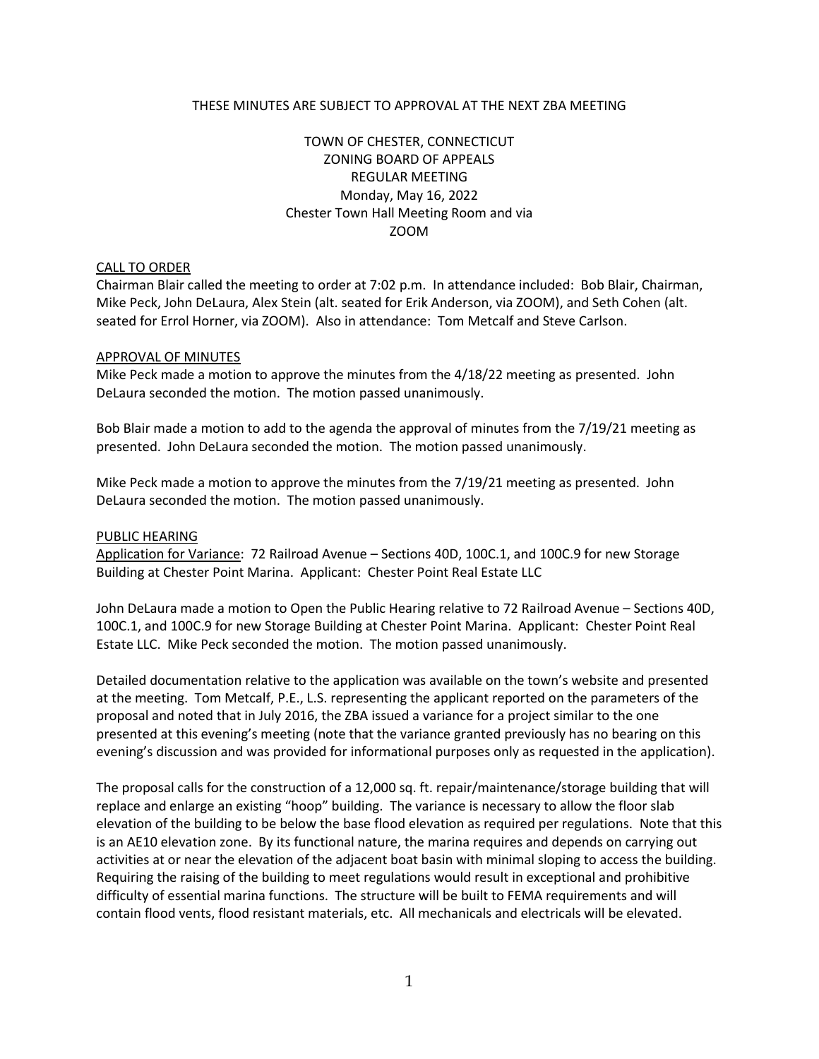THESE MINUTES ARE SUBJECT TO APPROVAL AT THE NEXT ZBA MEETING

# TOWN OF CHESTER, CONNECTICUT
## ZONING BOARD OF APPEALS
## REGULAR MEETING
Monday, May 16, 2022
Chester Town Hall Meeting Room and via
ZOOM

### CALL TO ORDER

Chairman Blair called the meeting to order at 7:02 p.m. In attendance included: Bob Blair, Chairman, Mike Peck, John DeLaura, Alex Stein (alt. seated for Erik Anderson, via ZOOM), and Seth Cohen (alt. seated for Errol Horner, via ZOOM). Also in attendance: Tom Metcalf and Steve Carlson.

### APPROVAL OF MINUTES

Mike Peck made a motion to approve the minutes from the 4/18/22 meeting as presented. John DeLaura seconded the motion. The motion passed unanimously.

Bob Blair made a motion to add to the agenda the approval of minutes from the 7/19/21 meeting as presented. John DeLaura seconded the motion. The motion passed unanimously.

Mike Peck made a motion to approve the minutes from the 7/19/21 meeting as presented. John DeLaura seconded the motion. The motion passed unanimously.

### PUBLIC HEARING

Application for Variance: 72 Railroad Avenue – Sections 40D, 100C.1, and 100C.9 for new Storage Building at Chester Point Marina. Applicant: Chester Point Real Estate LLC

John DeLaura made a motion to Open the Public Hearing relative to 72 Railroad Avenue – Sections 40D, 100C.1, and 100C.9 for new Storage Building at Chester Point Marina. Applicant: Chester Point Real Estate LLC. Mike Peck seconded the motion. The motion passed unanimously.

Detailed documentation relative to the application was available on the town's website and presented at the meeting. Tom Metcalf, P.E., L.S. representing the applicant reported on the parameters of the proposal and noted that in July 2016, the ZBA issued a variance for a project similar to the one presented at this evening's meeting (note that the variance granted previously has no bearing on this evening's discussion and was provided for informational purposes only as requested in the application).

The proposal calls for the construction of a 12,000 sq. ft. repair/maintenance/storage building that will replace and enlarge an existing "hoop" building. The variance is necessary to allow the floor slab elevation of the building to be below the base flood elevation as required per regulations. Note that this is an AE10 elevation zone. By its functional nature, the marina requires and depends on carrying out activities at or near the elevation of the adjacent boat basin with minimal sloping to access the building. Requiring the raising of the building to meet regulations would result in exceptional and prohibitive difficulty of essential marina functions. The structure will be built to FEMA requirements and will contain flood vents, flood resistant materials, etc. All mechanicals and electricals will be elevated.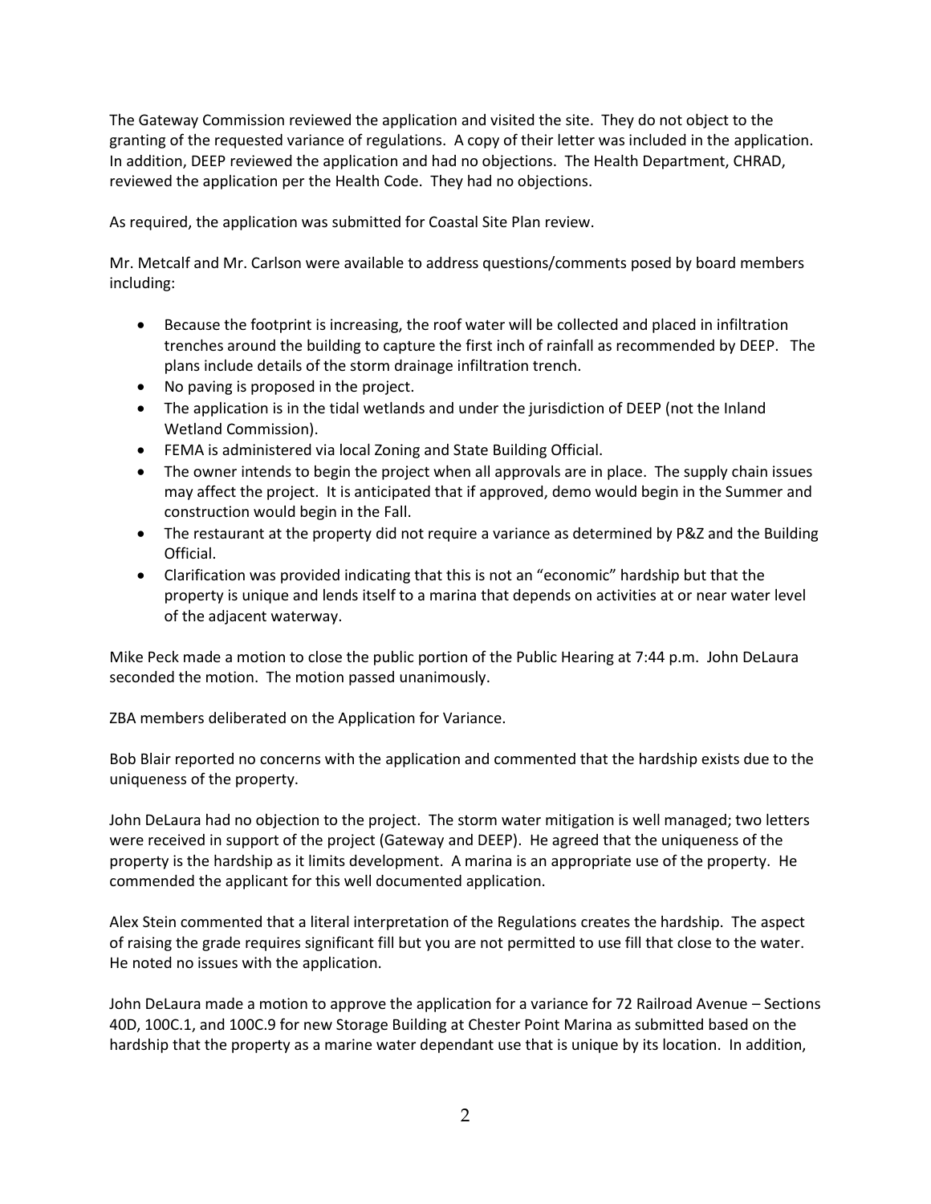The Gateway Commission reviewed the application and visited the site. They do not object to the granting of the requested variance of regulations. A copy of their letter was included in the application. In addition, DEEP reviewed the application and had no objections. The Health Department, CHRAD, reviewed the application per the Health Code. They had no objections.

As required, the application was submitted for Coastal Site Plan review.

Mr. Metcalf and Mr. Carlson were available to address questions/comments posed by board members including:

- Because the footprint is increasing, the roof water will be collected and placed in infiltration trenches around the building to capture the first inch of rainfall as recommended by DEEP. The plans include details of the storm drainage infiltration trench.
- No paving is proposed in the project.
- The application is in the tidal wetlands and under the jurisdiction of DEEP (not the Inland Wetland Commission).
- FEMA is administered via local Zoning and State Building Official.
- The owner intends to begin the project when all approvals are in place. The supply chain issues may affect the project. It is anticipated that if approved, demo would begin in the Summer and construction would begin in the Fall.
- The restaurant at the property did not require a variance as determined by P&Z and the Building Official.
- Clarification was provided indicating that this is not an "economic" hardship but that the property is unique and lends itself to a marina that depends on activities at or near water level of the adjacent waterway.

Mike Peck made a motion to close the public portion of the Public Hearing at 7:44 p.m. John DeLaura seconded the motion. The motion passed unanimously.

ZBA members deliberated on the Application for Variance.

Bob Blair reported no concerns with the application and commented that the hardship exists due to the uniqueness of the property.

John DeLaura had no objection to the project. The storm water mitigation is well managed; two letters were received in support of the project (Gateway and DEEP). He agreed that the uniqueness of the property is the hardship as it limits development. A marina is an appropriate use of the property. He commended the applicant for this well documented application.

Alex Stein commented that a literal interpretation of the Regulations creates the hardship. The aspect of raising the grade requires significant fill but you are not permitted to use fill that close to the water. He noted no issues with the application.

John DeLaura made a motion to approve the application for a variance for 72 Railroad Avenue – Sections 40D, 100C.1, and 100C.9 for new Storage Building at Chester Point Marina as submitted based on the hardship that the property as a marine water dependant use that is unique by its location. In addition,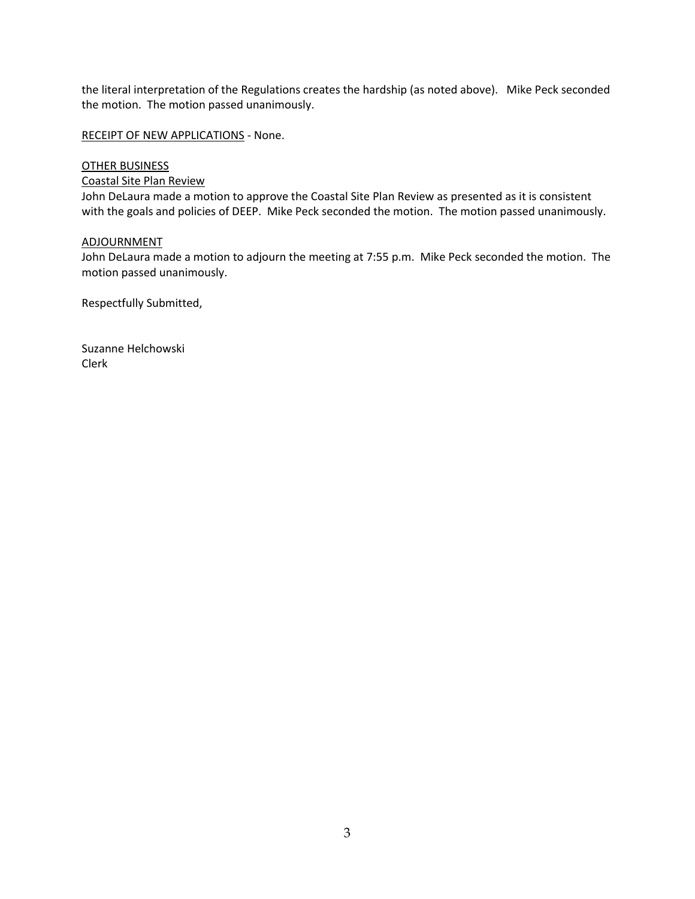the literal interpretation of the Regulations creates the hardship (as noted above). Mike Peck seconded the motion. The motion passed unanimously.

RECEIPT OF NEW APPLICATIONS - None.

OTHER BUSINESS

Coastal Site Plan Review

John DeLaura made a motion to approve the Coastal Site Plan Review as presented as it is consistent with the goals and policies of DEEP. Mike Peck seconded the motion. The motion passed unanimously.

ADJOURNMENT

John DeLaura made a motion to adjourn the meeting at 7:55 p.m. Mike Peck seconded the motion. The motion passed unanimously.

Respectfully Submitted,

Suzanne Helchowski
Clerk